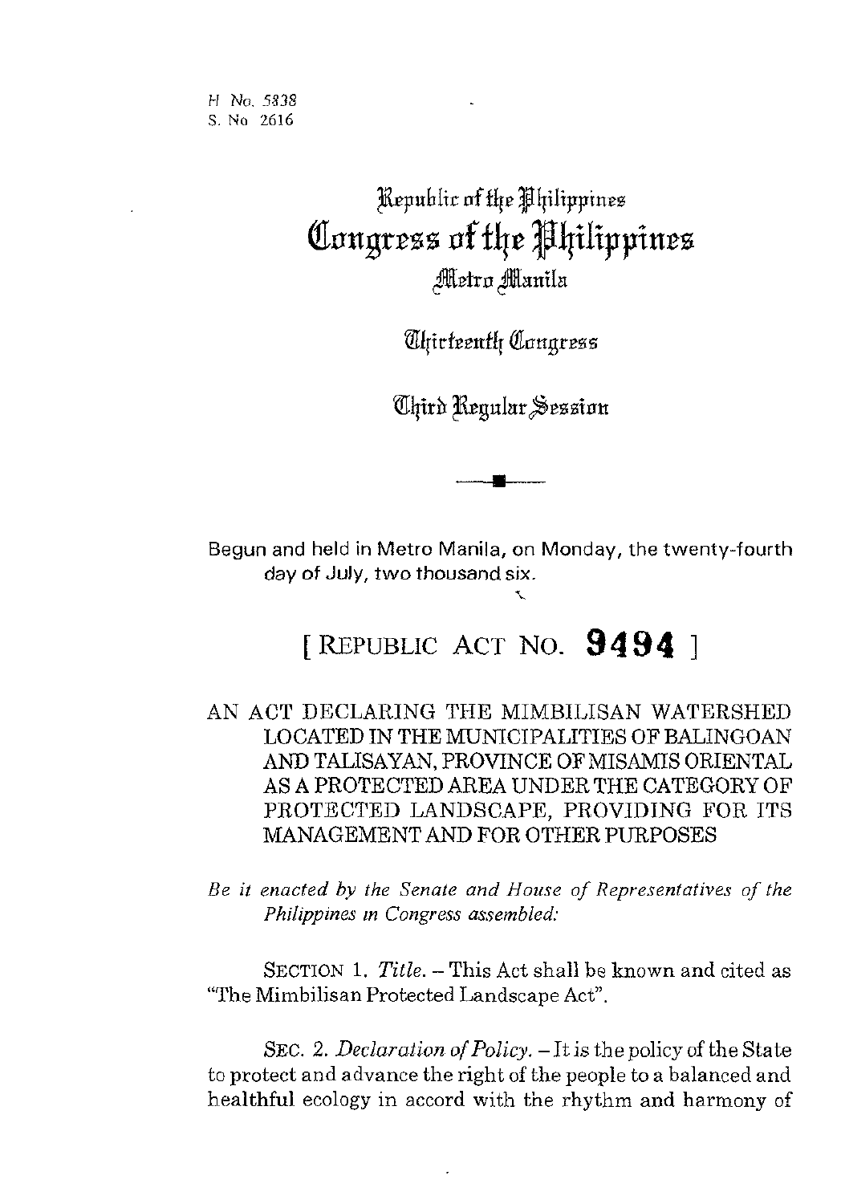H. No. 5838
S. No. 2616

# Republic of the Philippines
# Congress of the Philippines
## Metro Manila

### Thirteenth Congress

### Third Regular Session

Begun and held in Metro Manila, on Monday, the twenty-fourth day of July, two thousand six.

## [ REPUBLIC ACT NO. 9494 ]

AN ACT DECLARING THE MIMBILISAN WATERSHED LOCATED IN THE MUNICIPALITIES OF BALINGOAN AND TALISAYAN, PROVINCE OF MISAMIS ORIENTAL AS A PROTECTED AREA UNDER THE CATEGORY OF PROTECTED LANDSCAPE, PROVIDING FOR ITS MANAGEMENT AND FOR OTHER PURPOSES

*Be it enacted by the Senate and House of Representatives of the Philippines in Congress assembled:*

SECTION 1. *Title.* – This Act shall be known and cited as "The Mimbilisan Protected Landscape Act".

SEC. 2. *Declaration of Policy.* – It is the policy of the State to protect and advance the right of the people to a balanced and healthful ecology in accord with the rhythm and harmony of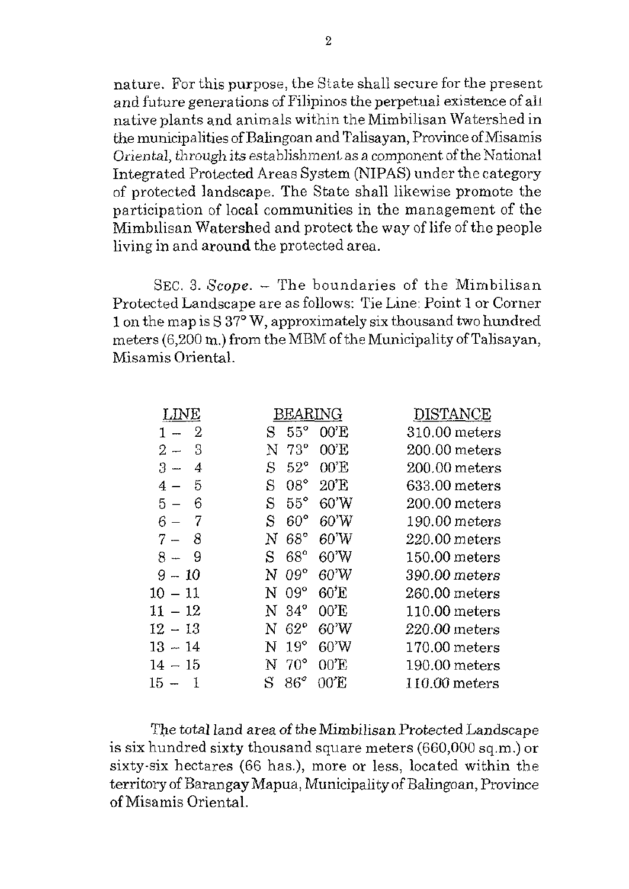nature. For this purpose, the State shall secure for the present and future generations of Filipinos the perpetual existence of all native plants and animals within the Mimbilisan Watershed in the municipalities of Balingoan and Talisayan, Province of Misamis Oriental, through its establishment as a component of the National Integrated Protected Areas System (NIPAS) under the category of protected landscape. The State shall likewise promote the participation of local communities in the management of the Mimbilisan Watershed and protect the way of life of the people living in and around the protected area.

SEC. 3. *Scope.* – The boundaries of the Mimbilisan Protected Landscape are as follows: Tie Line: Point 1 or Corner 1 on the map is S 37° W, approximately six thousand two hundred meters (6,200 m.) from the MBM of the Municipality of Talisayan, Misamis Oriental.

| LINE | BEARING | DISTANCE |
|---|---|---|
| 1 – 2 | S 55° 00'E | 310.00 meters |
| 2 – 3 | N 73° 00'E | 200.00 meters |
| 3 – 4 | S 52° 00'E | 200.00 meters |
| 4 – 5 | S 08° 20'E | 633.00 meters |
| 5 – 6 | S 55° 60'W | 200.00 meters |
| 6 – 7 | S 60° 60'W | 190.00 meters |
| 7 – 8 | N 68° 60'W | 220.00 meters |
| 8 – 9 | S 68° 60'W | 150.00 meters |
| 9 – 10 | N 09° 60'W | 390.00 meters |
| 10 – 11 | N 09° 60'E | 260.00 meters |
| 11 – 12 | N 34° 00'E | 110.00 meters |
| 12 – 13 | N 62° 60'W | 220.00 meters |
| 13 – 14 | N 19° 60'W | 170.00 meters |
| 14 – 15 | N 70° 00'E | 190.00 meters |
| 15 – 1 | S 86° 00'E | 110.00 meters |

The total land area of the Mimbilisan Protected Landscape is six hundred sixty thousand square meters (660,000 sq.m.) or sixty-six hectares (66 has.), more or less, located within the territory of Barangay Mapua, Municipality of Balingoan, Province of Misamis Oriental.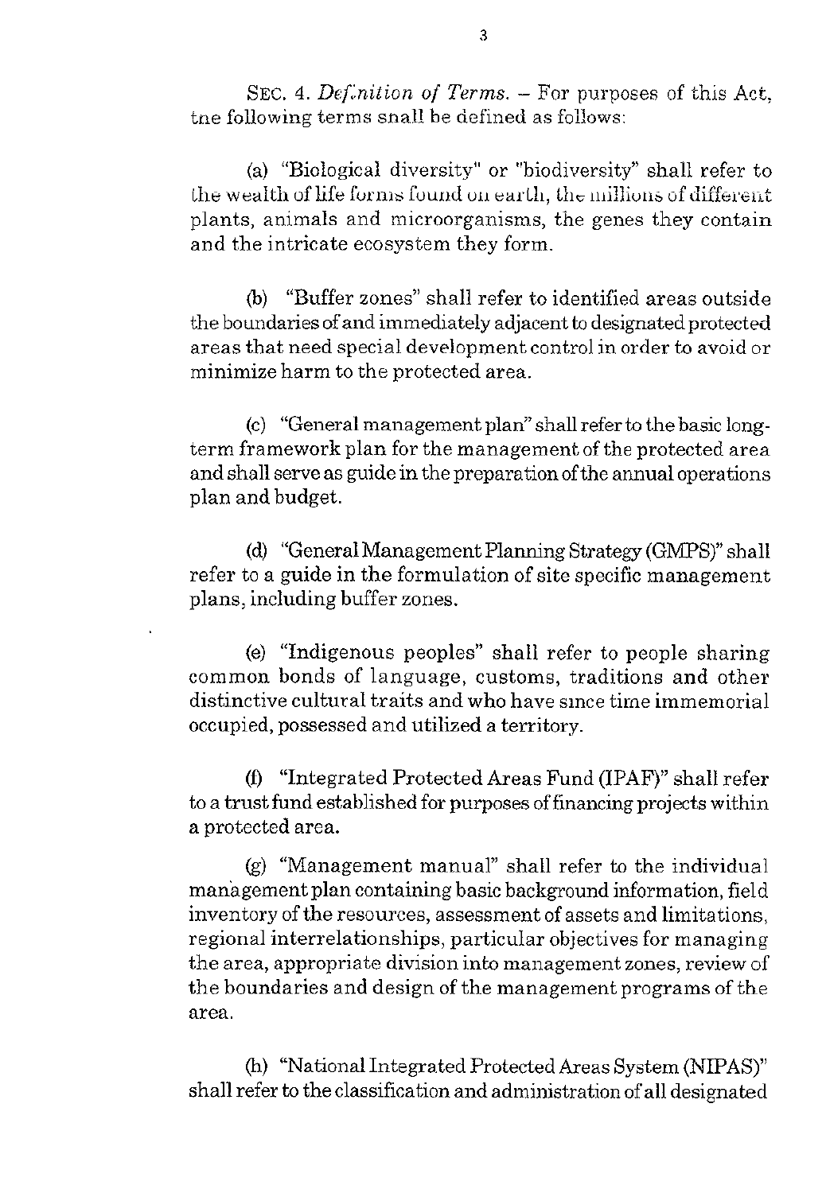SEC. 4. *Definition of Terms.* – For purposes of this Act, the following terms shall be defined as follows:

(a) "Biological diversity" or "biodiversity" shall refer to the wealth of life forms found on earth, the millions of different plants, animals and microorganisms, the genes they contain and the intricate ecosystem they form.

(b) "Buffer zones" shall refer to identified areas outside the boundaries of and immediately adjacent to designated protected areas that need special development control in order to avoid or minimize harm to the protected area.

(c) "General management plan" shall refer to the basic long-term framework plan for the management of the protected area and shall serve as guide in the preparation of the annual operations plan and budget.

(d) "General Management Planning Strategy (GMPS)" shall refer to a guide in the formulation of site specific management plans, including buffer zones.

(e) "Indigenous peoples" shall refer to people sharing common bonds of language, customs, traditions and other distinctive cultural traits and who have since time immemorial occupied, possessed and utilized a territory.

(f) "Integrated Protected Areas Fund (IPAF)" shall refer to a trust fund established for purposes of financing projects within a protected area.

(g) "Management manual" shall refer to the individual management plan containing basic background information, field inventory of the resources, assessment of assets and limitations, regional interrelationships, particular objectives for managing the area, appropriate division into management zones, review of the boundaries and design of the management programs of the area.

(h) "National Integrated Protected Areas System (NIPAS)" shall refer to the classification and administration of all designated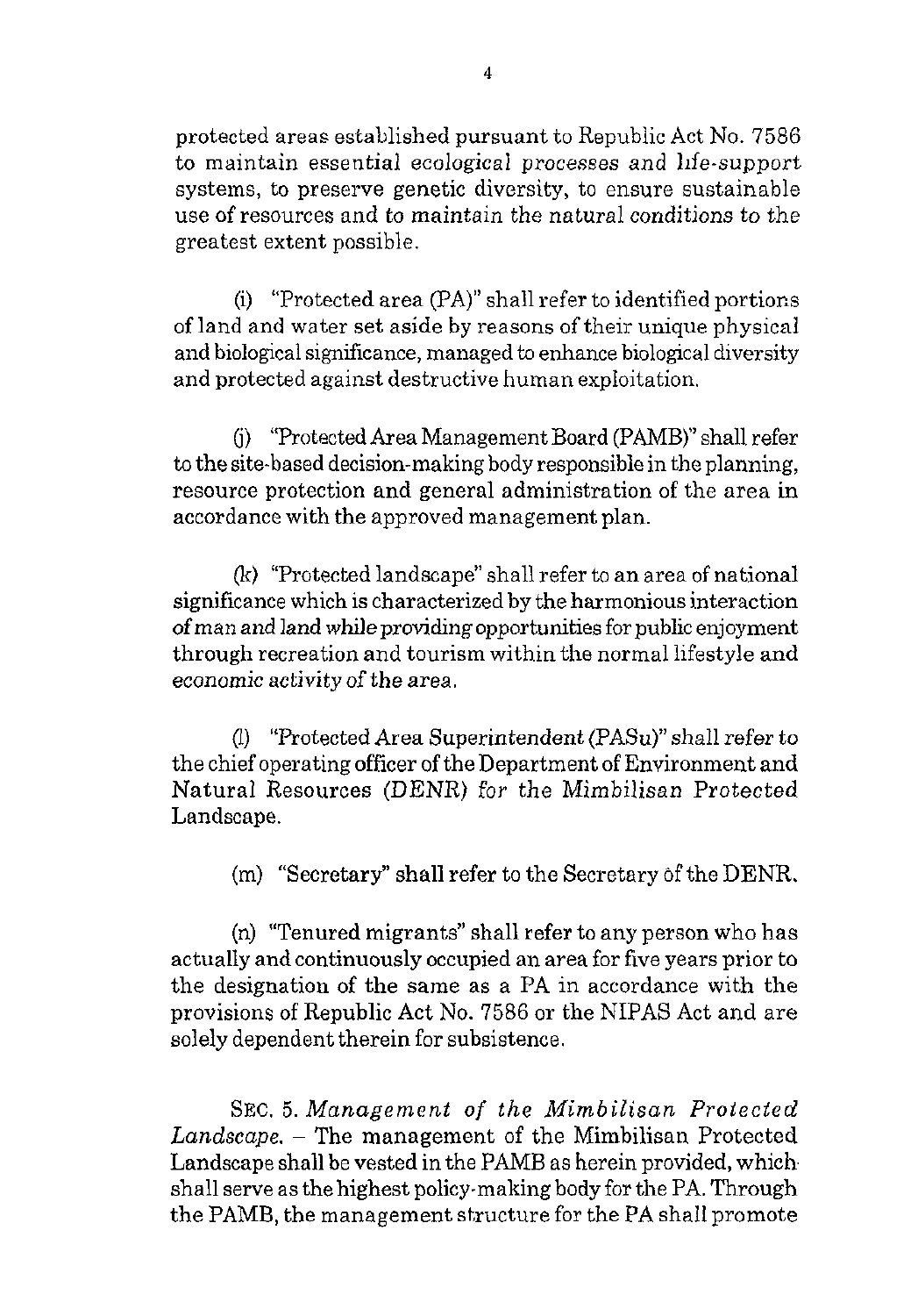protected areas established pursuant to Republic Act No. 7586 to maintain essential ecological processes and life-support systems, to preserve genetic diversity, to ensure sustainable use of resources and to maintain the natural conditions to the greatest extent possible.

(i) "Protected area (PA)" shall refer to identified portions of land and water set aside by reasons of their unique physical and biological significance, managed to enhance biological diversity and protected against destructive human exploitation.

(j) "Protected Area Management Board (PAMB)" shall refer to the site-based decision-making body responsible in the planning, resource protection and general administration of the area in accordance with the approved management plan.

(k) "Protected landscape" shall refer to an area of national significance which is characterized by the harmonious interaction of man and land while providing opportunities for public enjoyment through recreation and tourism within the normal lifestyle and economic activity of the area.

(l) "Protected Area Superintendent (PASu)" shall refer to the chief operating officer of the Department of Environment and Natural Resources (DENR) for the Mimbilisan Protected Landscape.

(m) "Secretary" shall refer to the Secretary of the DENR.

(n) "Tenured migrants" shall refer to any person who has actually and continuously occupied an area for five years prior to the designation of the same as a PA in accordance with the provisions of Republic Act No. 7586 or the NIPAS Act and are solely dependent therein for subsistence.

SEC. 5. *Management of the Mimbilisan Protected Landscape.* – The management of the Mimbilisan Protected Landscape shall be vested in the PAMB as herein provided, which shall serve as the highest policy-making body for the PA. Through the PAMB, the management structure for the PA shall promote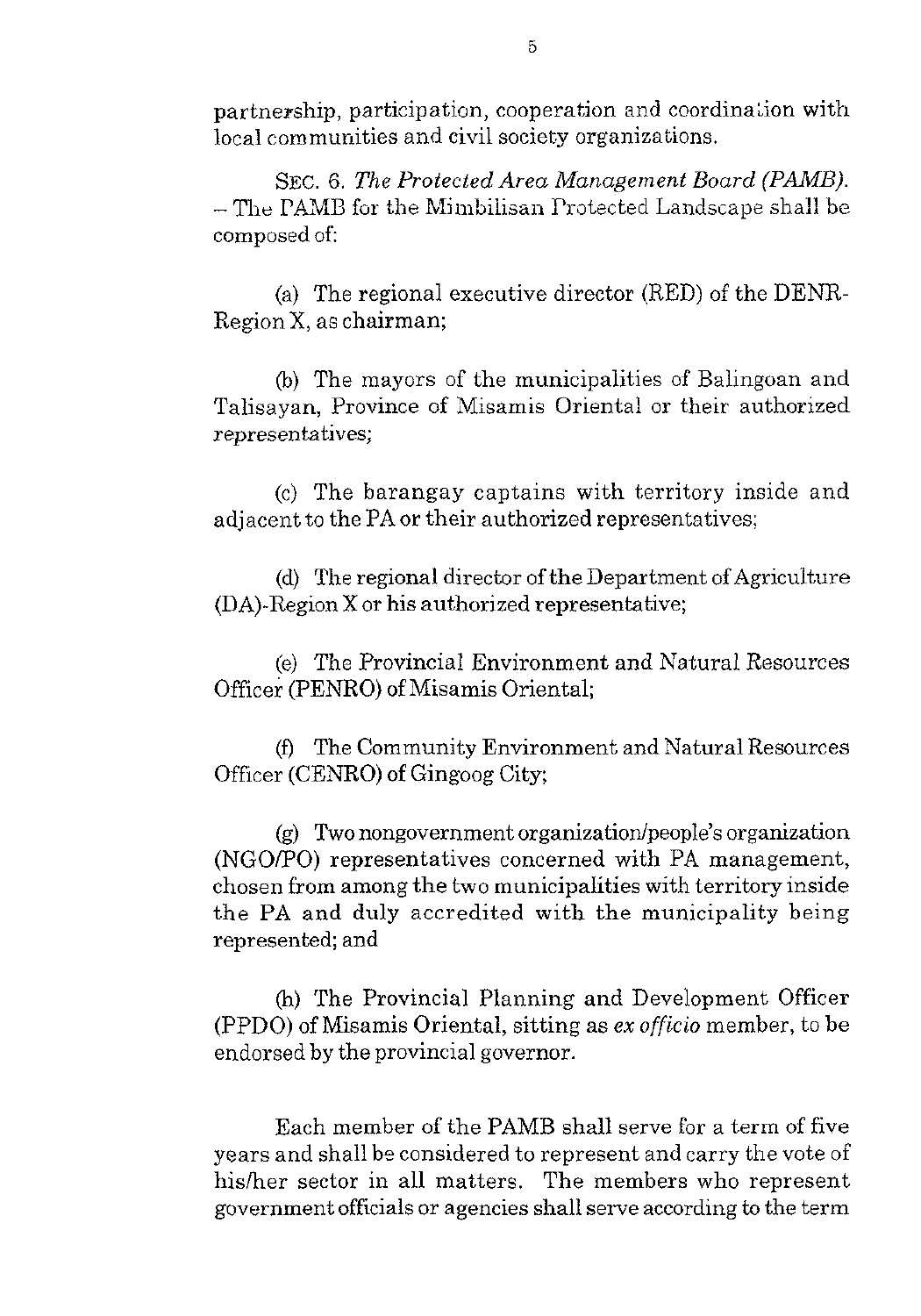partnership, participation, cooperation and coordination with local communities and civil society organizations.

SEC. 6. *The Protected Area Management Board (PAMB).* – The PAMB for the Mimbilisan Protected Landscape shall be composed of:

(a) The regional executive director (RED) of the DENR-Region X, as chairman;

(b) The mayors of the municipalities of Balingoan and Talisayan, Province of Misamis Oriental or their authorized representatives;

(c) The barangay captains with territory inside and adjacent to the PA or their authorized representatives;

(d) The regional director of the Department of Agriculture (DA)-Region X or his authorized representative;

(e) The Provincial Environment and Natural Resources Officer (PENRO) of Misamis Oriental;

(f) The Community Environment and Natural Resources Officer (CENRO) of Gingoog City;

(g) Two nongovernment organization/people's organization (NGO/PO) representatives concerned with PA management, chosen from among the two municipalities with territory inside the PA and duly accredited with the municipality being represented; and

(h) The Provincial Planning and Development Officer (PPDO) of Misamis Oriental, sitting as *ex officio* member, to be endorsed by the provincial governor.

Each member of the PAMB shall serve for a term of five years and shall be considered to represent and carry the vote of his/her sector in all matters. The members who represent government officials or agencies shall serve according to the term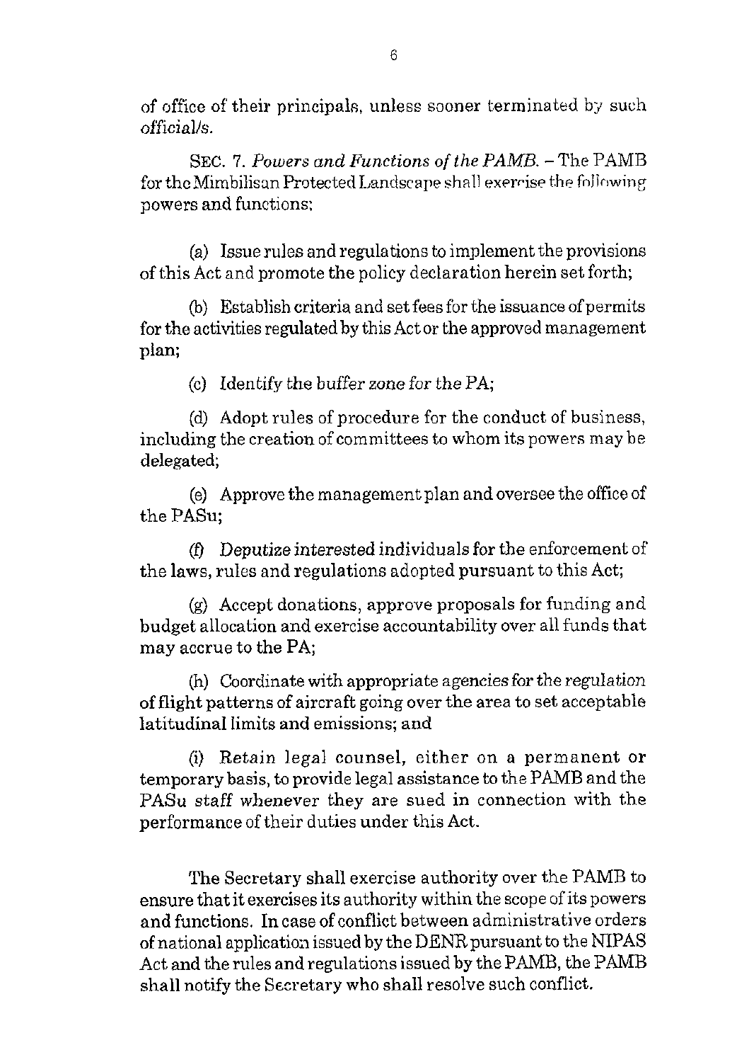of office of their principals, unless sooner terminated by such official/s.

SEC. 7. *Powers and Functions of the PAMB.* – The PAMB for the Mimbilisan Protected Landscape shall exercise the following powers and functions:

(a) Issue rules and regulations to implement the provisions of this Act and promote the policy declaration herein set forth;

(b) Establish criteria and set fees for the issuance of permits for the activities regulated by this Act or the approved management plan;

(c) Identify the buffer zone for the PA;

(d) Adopt rules of procedure for the conduct of business, including the creation of committees to whom its powers may be delegated;

(e) Approve the management plan and oversee the office of the PASu;

(f) Deputize interested individuals for the enforcement of the laws, rules and regulations adopted pursuant to this Act;

(g) Accept donations, approve proposals for funding and budget allocation and exercise accountability over all funds that may accrue to the PA;

(h) Coordinate with appropriate agencies for the regulation of flight patterns of aircraft going over the area to set acceptable latitudinal limits and emissions; and

(i) Retain legal counsel, either on a permanent or temporary basis, to provide legal assistance to the PAMB and the PASu staff whenever they are sued in connection with the performance of their duties under this Act.

The Secretary shall exercise authority over the PAMB to ensure that it exercises its authority within the scope of its powers and functions. In case of conflict between administrative orders of national application issued by the DENR pursuant to the NIPAS Act and the rules and regulations issued by the PAMB, the PAMB shall notify the Secretary who shall resolve such conflict.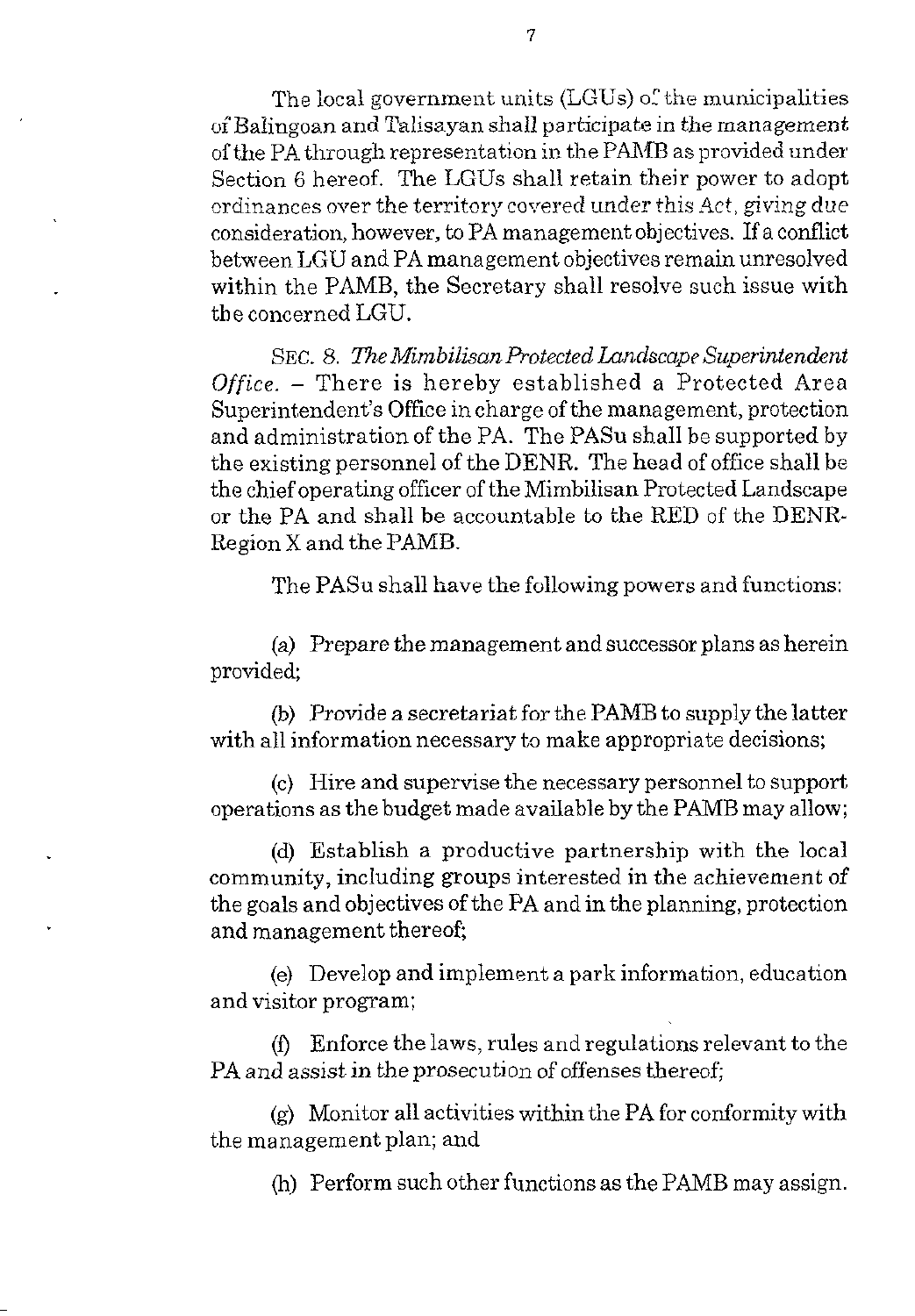The local government units (LGUs) of the municipalities of Balingoan and Talisayan shall participate in the management of the PA through representation in the PAMB as provided under Section 6 hereof. The LGUs shall retain their power to adopt ordinances over the territory covered under this Act, giving due consideration, however, to PA management objectives. If a conflict between LGU and PA management objectives remain unresolved within the PAMB, the Secretary shall resolve such issue with the concerned LGU.

SEC. 8. *The Mimbilisan Protected Landscape Superintendent Office.* – There is hereby established a Protected Area Superintendent's Office in charge of the management, protection and administration of the PA. The PASu shall be supported by the existing personnel of the DENR. The head of office shall be the chief operating officer of the Mimbilisan Protected Landscape or the PA and shall be accountable to the RED of the DENR-Region X and the PAMB.

The PASu shall have the following powers and functions:

(a) Prepare the management and successor plans as herein provided;

(b) Provide a secretariat for the PAMB to supply the latter with all information necessary to make appropriate decisions;

(c) Hire and supervise the necessary personnel to support operations as the budget made available by the PAMB may allow;

(d) Establish a productive partnership with the local community, including groups interested in the achievement of the goals and objectives of the PA and in the planning, protection and management thereof;

(e) Develop and implement a park information, education and visitor program;

(f) Enforce the laws, rules and regulations relevant to the PA and assist in the prosecution of offenses thereof;

(g) Monitor all activities within the PA for conformity with the management plan; and

(h) Perform such other functions as the PAMB may assign.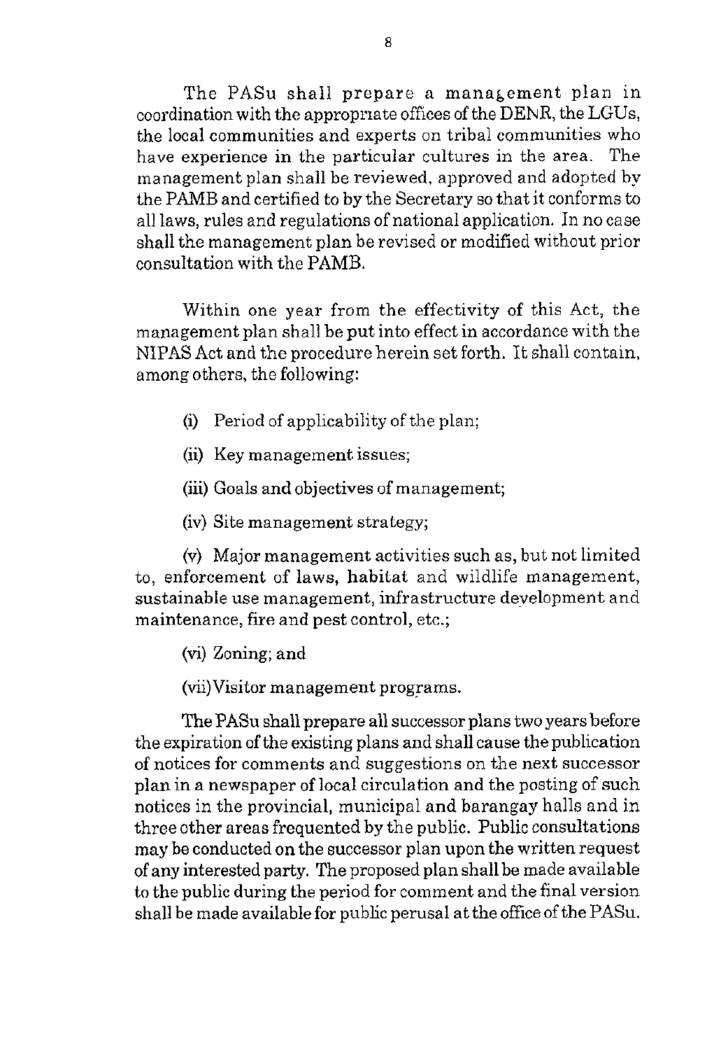The PASu shall prepare a management plan in coordination with the appropriate offices of the DENR, the LGUs, the local communities and experts on tribal communities who have experience in the particular cultures in the area. The management plan shall be reviewed, approved and adopted by the PAMB and certified to by the Secretary so that it conforms to all laws, rules and regulations of national application. In no case shall the management plan be revised or modified without prior consultation with the PAMB.

Within one year from the effectivity of this Act, the management plan shall be put into effect in accordance with the NIPAS Act and the procedure herein set forth. It shall contain, among others, the following:

(i) Period of applicability of the plan;

(ii) Key management issues;

(iii) Goals and objectives of management;

(iv) Site management strategy;

(v) Major management activities such as, but not limited to, enforcement of laws, habitat and wildlife management, sustainable use management, infrastructure development and maintenance, fire and pest control, etc.;

(vi) Zoning; and

(vii) Visitor management programs.

The PASu shall prepare all successor plans two years before the expiration of the existing plans and shall cause the publication of notices for comments and suggestions on the next successor plan in a newspaper of local circulation and the posting of such notices in the provincial, municipal and barangay halls and in three other areas frequented by the public. Public consultations may be conducted on the successor plan upon the written request of any interested party. The proposed plan shall be made available to the public during the period for comment and the final version shall be made available for public perusal at the office of the PASu.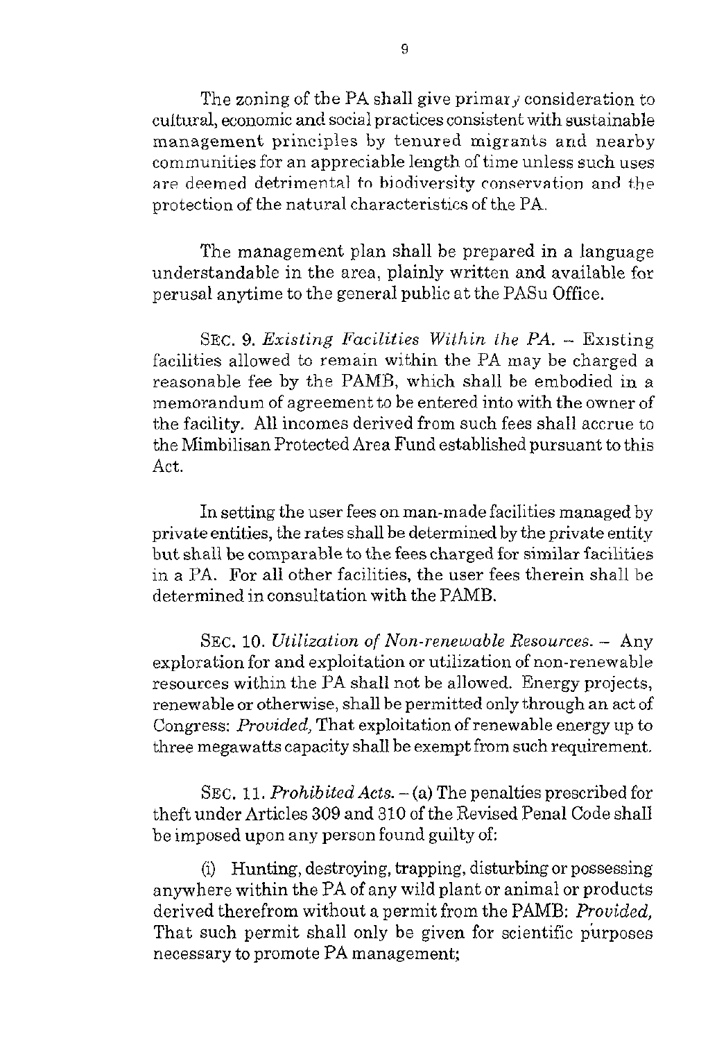The zoning of the PA shall give primary consideration to cultural, economic and social practices consistent with sustainable management principles by tenured migrants and nearby communities for an appreciable length of time unless such uses are deemed detrimental to biodiversity conservation and the protection of the natural characteristics of the PA.

The management plan shall be prepared in a language understandable in the area, plainly written and available for perusal anytime to the general public at the PASu Office.

SEC. 9. *Existing Facilities Within the PA*. – Existing facilities allowed to remain within the PA may be charged a reasonable fee by the PAMB, which shall be embodied in a memorandum of agreement to be entered into with the owner of the facility. All incomes derived from such fees shall accrue to the Mimbilisan Protected Area Fund established pursuant to this Act.

In setting the user fees on man-made facilities managed by private entities, the rates shall be determined by the private entity but shall be comparable to the fees charged for similar facilities in a PA. For all other facilities, the user fees therein shall be determined in consultation with the PAMB.

SEC. 10. *Utilization of Non-renewable Resources*. – Any exploration for and exploitation or utilization of non-renewable resources within the PA shall not be allowed. Energy projects, renewable or otherwise, shall be permitted only through an act of Congress: *Provided*, That exploitation of renewable energy up to three megawatts capacity shall be exempt from such requirement.

SEC. 11. *Prohibited Acts*. – (a) The penalties prescribed for theft under Articles 309 and 310 of the Revised Penal Code shall be imposed upon any person found guilty of:

(i) Hunting, destroying, trapping, disturbing or possessing anywhere within the PA of any wild plant or animal or products derived therefrom without a permit from the PAMB: *Provided*, That such permit shall only be given for scientific purposes necessary to promote PA management;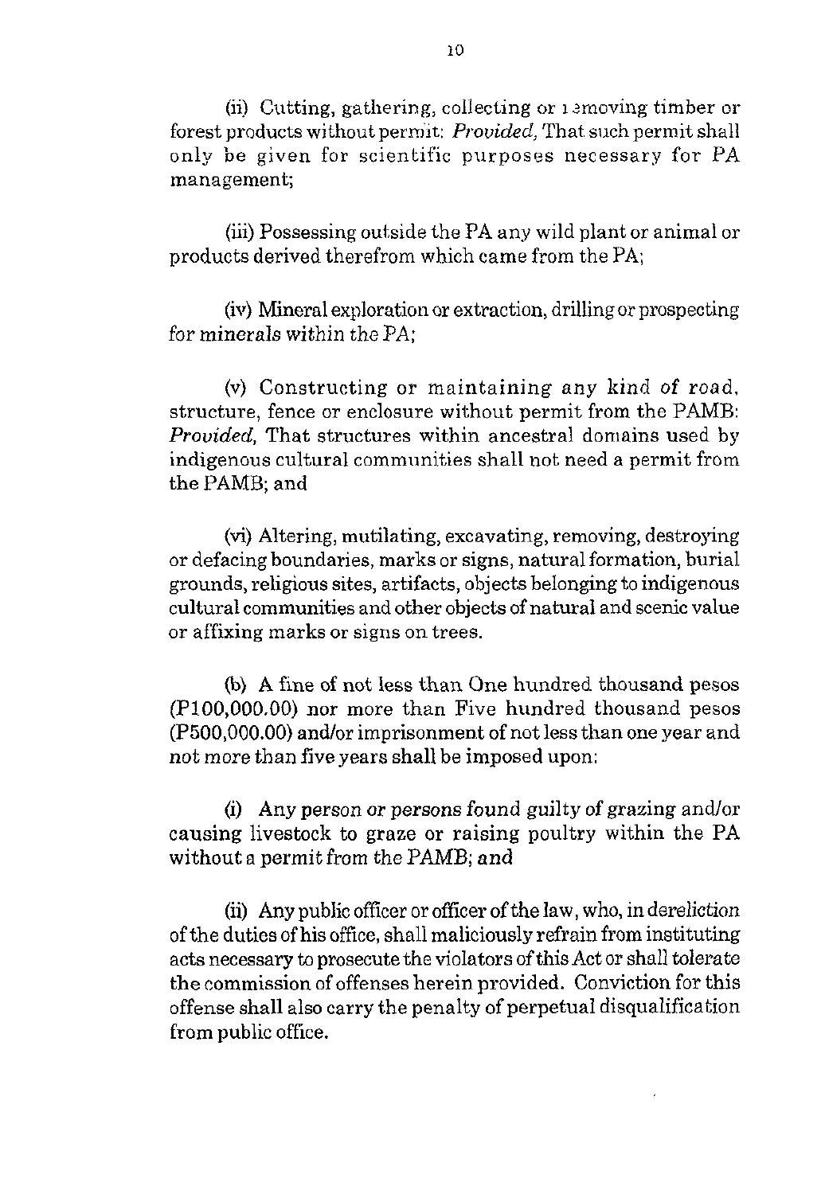(ii) Cutting, gathering, collecting or removing timber or forest products without permit: *Provided,* That such permit shall only be given for scientific purposes necessary for PA management;

(iii) Possessing outside the PA any wild plant or animal or products derived therefrom which came from the PA;

(iv) Mineral exploration or extraction, drilling or prospecting for minerals within the PA;

(v) Constructing or maintaining any kind of road, structure, fence or enclosure without permit from the PAMB: *Provided,* That structures within ancestral domains used by indigenous cultural communities shall not need a permit from the PAMB; and

(vi) Altering, mutilating, excavating, removing, destroying or defacing boundaries, marks or signs, natural formation, burial grounds, religious sites, artifacts, objects belonging to indigenous cultural communities and other objects of natural and scenic value or affixing marks or signs on trees.

(b) A fine of not less than One hundred thousand pesos (P100,000.00) nor more than Five hundred thousand pesos (P500,000.00) and/or imprisonment of not less than one year and not more than five years shall be imposed upon:

(i) Any person or persons found guilty of grazing and/or causing livestock to graze or raising poultry within the PA without a permit from the PAMB; and

(ii) Any public officer or officer of the law, who, in dereliction of the duties of his office, shall maliciously refrain from instituting acts necessary to prosecute the violators of this Act or shall tolerate the commission of offenses herein provided. Conviction for this offense shall also carry the penalty of perpetual disqualification from public office.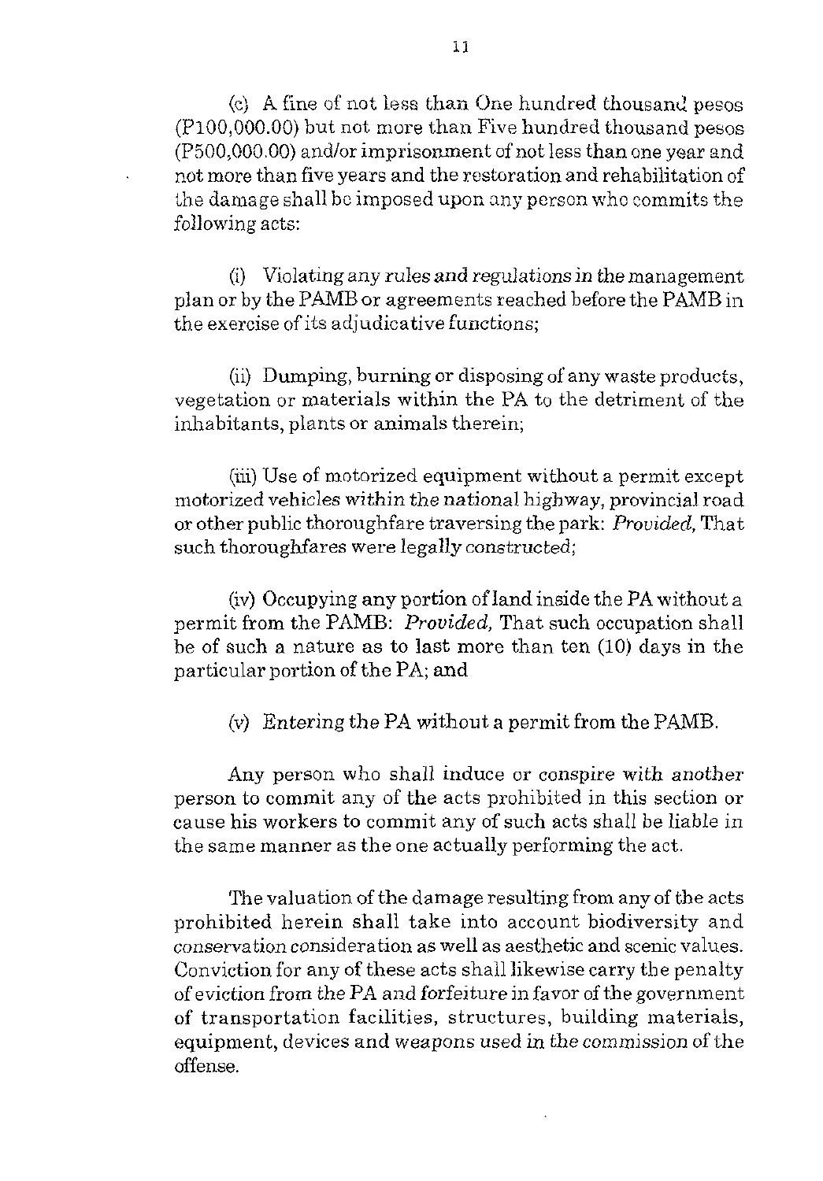(c) A fine of not less than One hundred thousand pesos (P100,000.00) but not more than Five hundred thousand pesos (P500,000.00) and/or imprisonment of not less than one year and not more than five years and the restoration and rehabilitation of the damage shall be imposed upon any person who commits the following acts:

(i) Violating any rules and regulations in the management plan or by the PAMB or agreements reached before the PAMB in the exercise of its adjudicative functions;

(ii) Dumping, burning or disposing of any waste products, vegetation or materials within the PA to the detriment of the inhabitants, plants or animals therein;

(iii) Use of motorized equipment without a permit except motorized vehicles within the national highway, provincial road or other public thoroughfare traversing the park: *Provided*, That such thoroughfares were legally constructed;

(iv) Occupying any portion of land inside the PA without a permit from the PAMB: *Provided*, That such occupation shall be of such a nature as to last more than ten (10) days in the particular portion of the PA; and

(v) Entering the PA without a permit from the PAMB.

Any person who shall induce or conspire with another person to commit any of the acts prohibited in this section or cause his workers to commit any of such acts shall be liable in the same manner as the one actually performing the act.

The valuation of the damage resulting from any of the acts prohibited herein shall take into account biodiversity and conservation consideration as well as aesthetic and scenic values. Conviction for any of these acts shall likewise carry the penalty of eviction from the PA and forfeiture in favor of the government of transportation facilities, structures, building materials, equipment, devices and weapons used in the commission of the offense.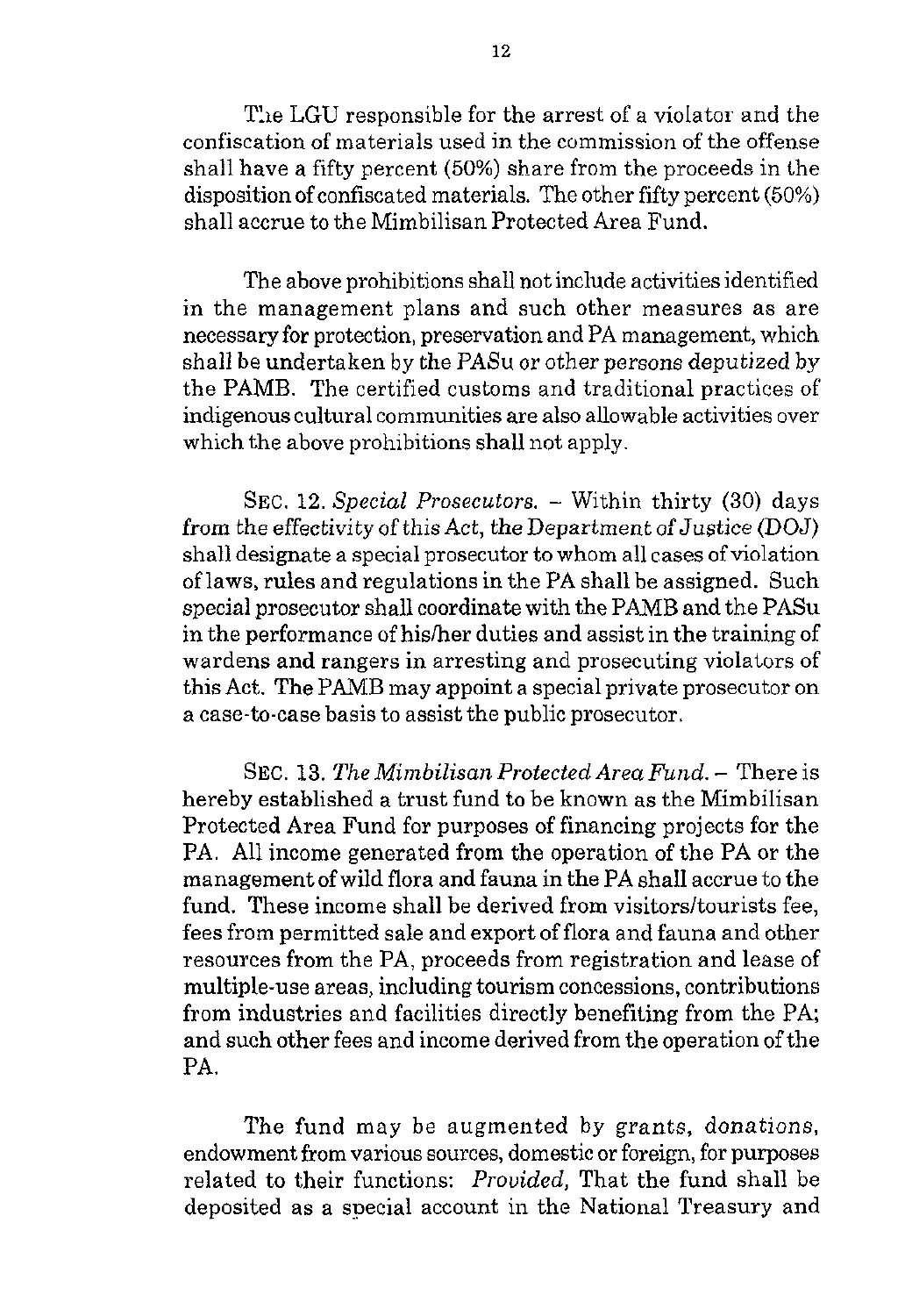The LGU responsible for the arrest of a violator and the confiscation of materials used in the commission of the offense shall have a fifty percent (50%) share from the proceeds in the disposition of confiscated materials. The other fifty percent (50%) shall accrue to the Mimbilisan Protected Area Fund.

The above prohibitions shall not include activities identified in the management plans and such other measures as are necessary for protection, preservation and PA management, which shall be undertaken by the PASu or other persons deputized by the PAMB. The certified customs and traditional practices of indigenous cultural communities are also allowable activities over which the above prohibitions shall not apply.

SEC. 12. *Special Prosecutors.* – Within thirty (30) days from the effectivity of this Act, the Department of Justice (DOJ) shall designate a special prosecutor to whom all cases of violation of laws, rules and regulations in the PA shall be assigned. Such special prosecutor shall coordinate with the PAMB and the PASu in the performance of his/her duties and assist in the training of wardens and rangers in arresting and prosecuting violators of this Act. The PAMB may appoint a special private prosecutor on a case-to-case basis to assist the public prosecutor.

SEC. 13. *The Mimbilisan Protected Area Fund.* – There is hereby established a trust fund to be known as the Mimbilisan Protected Area Fund for purposes of financing projects for the PA. All income generated from the operation of the PA or the management of wild flora and fauna in the PA shall accrue to the fund. These income shall be derived from visitors/tourists fee, fees from permitted sale and export of flora and fauna and other resources from the PA, proceeds from registration and lease of multiple-use areas, including tourism concessions, contributions from industries and facilities directly benefiting from the PA; and such other fees and income derived from the operation of the PA.

The fund may be augmented by grants, donations, endowment from various sources, domestic or foreign, for purposes related to their functions: *Provided,* That the fund shall be deposited as a special account in the National Treasury and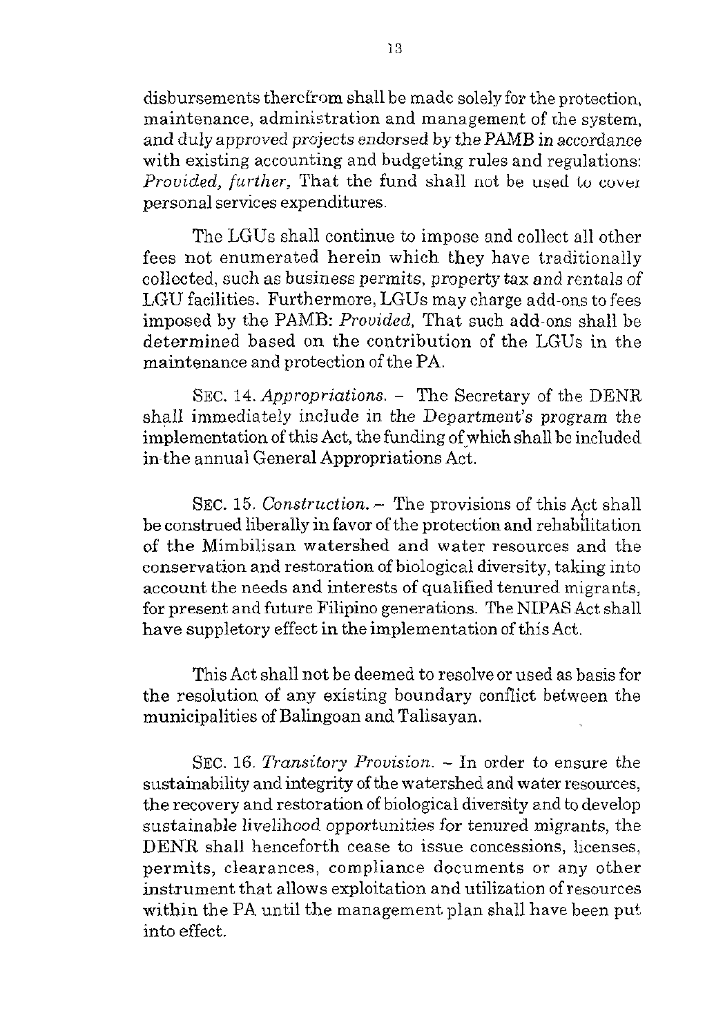disbursements therefrom shall be made solely for the protection, maintenance, administration and management of the system, and duly approved projects endorsed by the PAMB in accordance with existing accounting and budgeting rules and regulations: *Provided, further,* That the fund shall not be used to cover personal services expenditures.

The LGUs shall continue to impose and collect all other fees not enumerated herein which they have traditionally collected, such as business permits, property tax and rentals of LGU facilities. Furthermore, LGUs may charge add-ons to fees imposed by the PAMB: *Provided,* That such add-ons shall be determined based on the contribution of the LGUs in the maintenance and protection of the PA.

SEC. 14. *Appropriations.* – The Secretary of the DENR shall immediately include in the Department's program the implementation of this Act, the funding of which shall be included in the annual General Appropriations Act.

SEC. 15. *Construction.* – The provisions of this Act shall be construed liberally in favor of the protection and rehabilitation of the Mimbilisan watershed and water resources and the conservation and restoration of biological diversity, taking into account the needs and interests of qualified tenured migrants, for present and future Filipino generations. The NIPAS Act shall have suppletory effect in the implementation of this Act.

This Act shall not be deemed to resolve or used as basis for the resolution of any existing boundary conflict between the municipalities of Balingoan and Talisayan.

SEC. 16. *Transitory Provision.* – In order to ensure the sustainability and integrity of the watershed and water resources, the recovery and restoration of biological diversity and to develop sustainable livelihood opportunities for tenured migrants, the DENR shall henceforth cease to issue concessions, licenses, permits, clearances, compliance documents or any other instrument that allows exploitation and utilization of resources within the PA until the management plan shall have been put into effect.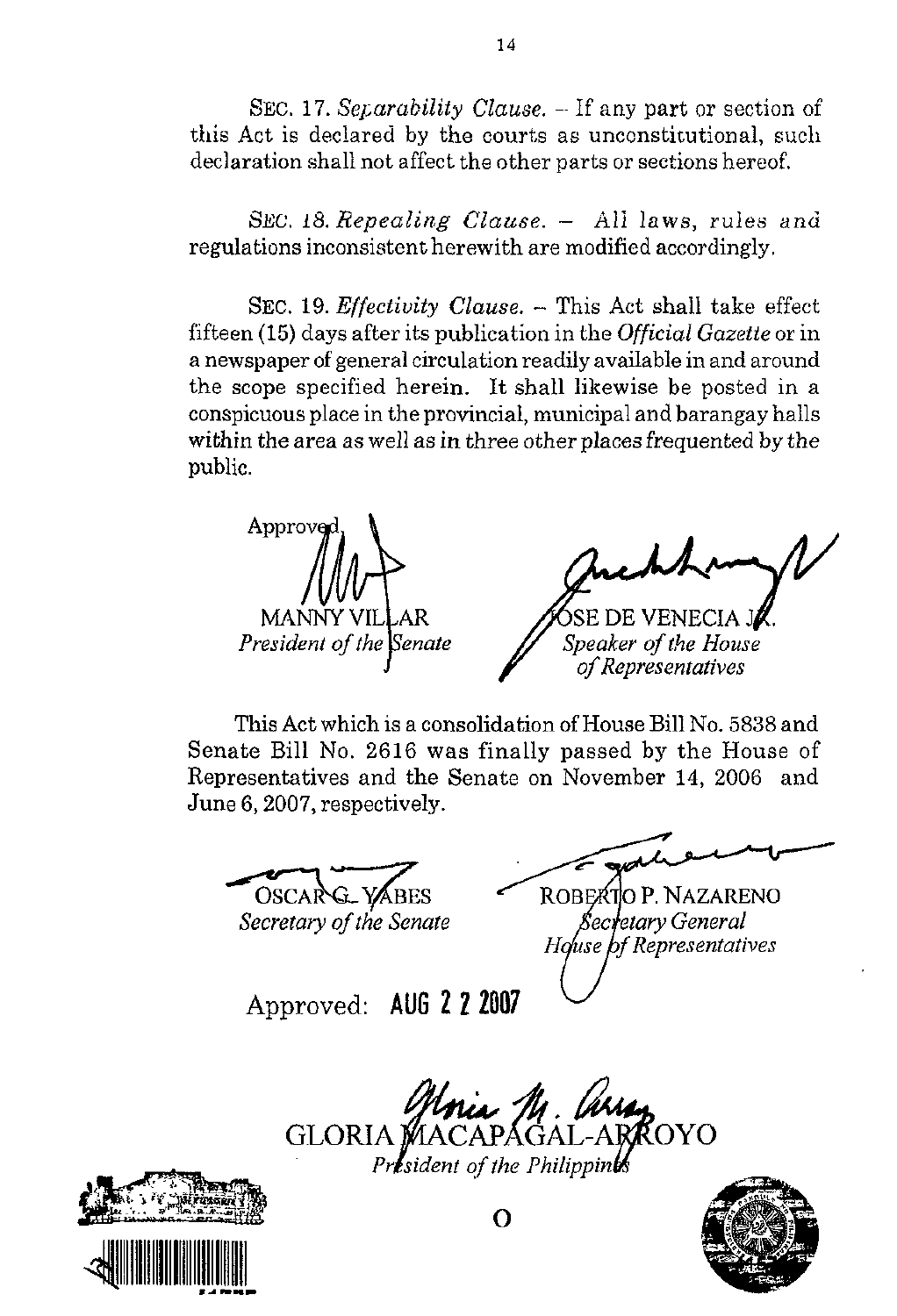SEC. 17. *Separability Clause.* – If any part or section of this Act is declared by the courts as unconstitutional, such declaration shall not affect the other parts or sections hereof.

SEC. 18. *Repealing Clause.* – All laws, rules and regulations inconsistent herewith are modified accordingly.

SEC. 19. *Effectivity Clause.* – This Act shall take effect fifteen (15) days after its publication in the *Official Gazette* or in a newspaper of general circulation readily available in and around the scope specified herein. It shall likewise be posted in a conspicuous place in the provincial, municipal and barangay halls within the area as well as in three other places frequented by the public.

Approved,

MANNY VILLAR
*President of the Senate*

JOSE DE VENECIA JR.
*Speaker of the House of Representatives*

This Act which is a consolidation of House Bill No. 5838 and Senate Bill No. 2616 was finally passed by the House of Representatives and the Senate on November 14, 2006 and June 6, 2007, respectively.

OSCAR G. YABES
*Secretary of the Senate*

ROBERTO P. NAZARENO
*Secretary General House of Representatives*

Approved: **AUG 2 2 2007**

GLORIA MACAPAGAL-ARROYO
*President of the Philippines*

O